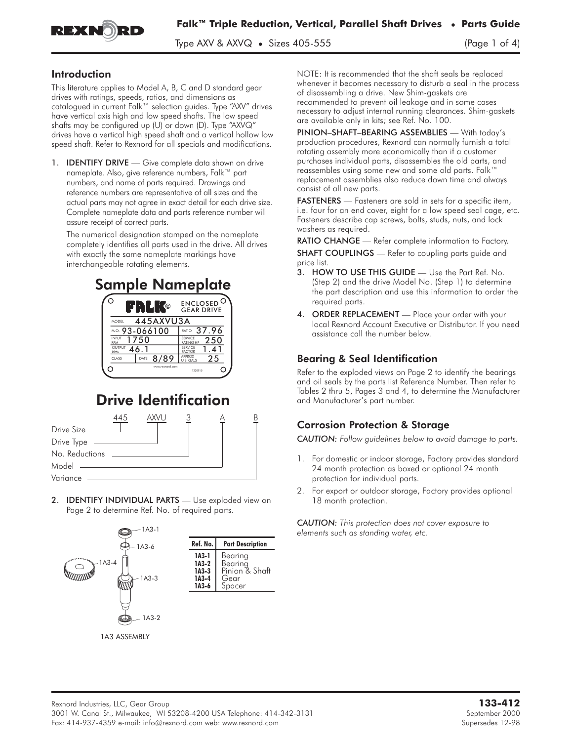# Falk™ Triple Reduction, Vertical, Parallel Shaft Drives • Parts Guide

Type AXV & AXVQ • Sizes 405-555

## Introduction

This literature applies to Model A, B, C and D standard gear drives with ratings, speeds, ratios, and dimensions as catalogued in current Falk™ selection guides. Type "AXV" drives have vertical axis high and low speed shafts. The low speed shafts may be configured up (U) or down (D). Type "AXVQ" drives have a vertical high speed shaft and a vertical hollow low speed shaft. Refer to Rexnord for all specials and modifications.

1. **IDENTIFY DRIVE** — Give complete data shown on drive nameplate. Also, give reference numbers, Falk™ part numbers, and name of parts required. Drawings and reference numbers are representative of all sizes and the actual parts may not agree in exact detail for each drive size. Complete nameplate data and parts reference number will assure receipt of correct parts.

   The numerical designation stamped on the nameplate completely identifies all parts used in the drive. All drives with exactly the same nameplate markings have interchangeable rotating elements.

## Sample Nameplate

FALK© ENCLOSED GEAR DRIVE

| | | | |
|---|---|---|---|
| MODEL | 445AXVU3A | | |
| M.O. | 93-066100 | RATIO | 37.96 |
| INPUT RPM | 1750 | SERVICE RATING HP | 250 |
| OUTPUT RPM | 46.1 | SERVICE FACTOR | 1.41 |
| CLASS | DATE 8/89 | APPROX U.S. GALS | 25 |

www.rexnord.com 1220915

## Drive Identification

| 445 | AXVU | 3 | A | B |
|---|---|---|---|---|
| Drive Size | Drive Type | No. Reductions | Model | Variance |

2. **IDENTIFY INDIVIDUAL PARTS** — Use exploded view on Page 2 to determine Ref. No. of required parts.

1A3 ASSEMBLY

| Ref. No. | Part Description |
|---|---|
| 1A3-1 | Bearing |
| 1A3-2 | Bearing |
| 1A3-3 | Pinion & Shaft |
| 1A3-4 | Gear |
| 1A3-6 | Spacer |

NOTE: It is recommended that the shaft seals be replaced whenever it becomes necessary to disturb a seal in the process of disassembling a drive. New Shim-gaskets are recommended to prevent oil leakage and in some cases necessary to adjust internal running clearances. Shim-gaskets are available only in kits; see Ref. No. 100.

**PINION–SHAFT–BEARING ASSEMBLIES** — With today's production procedures, Rexnord can normally furnish a total rotating assembly more economically than if a customer purchases individual parts, disassembles the old parts, and reassembles using some new and some old parts. Falk™ replacement assemblies also reduce down time and always consist of all new parts.

**FASTENERS** — Fasteners are sold in sets for a specific item, i.e. four for an end cover, eight for a low speed seal cage, etc. Fasteners describe cap screws, bolts, studs, nuts, and lock washers as required.

**RATIO CHANGE** — Refer complete information to Factory.

**SHAFT COUPLINGS** — Refer to coupling parts guide and price list.

3. **HOW TO USE THIS GUIDE** — Use the Part Ref. No. (Step 2) and the drive Model No. (Step 1) to determine the part description and use this information to order the required parts.
4. **ORDER REPLACEMENT** — Place your order with your local Rexnord Account Executive or Distributor. If you need assistance call the number below.

## Bearing & Seal Identification

Refer to the exploded views on Page 2 to identify the bearings and oil seals by the parts list Reference Number. Then refer to Tables 2 thru 5, Pages 3 and 4, to determine the Manufacturer and Manufacturer's part number.

## Corrosion Protection & Storage

*CAUTION: Follow guidelines below to avoid damage to parts.*

1. For domestic or indoor storage, Factory provides standard 24 month protection as boxed or optional 24 month protection for individual parts.
2. For export or outdoor storage, Factory provides optional 18 month protection.

*CAUTION: This protection does not cover exposure to elements such as standing water, etc.*

Rexnord Industries, LLC, Gear Group
3001 W. Canal St., Milwaukee, WI 53208-4200 USA Telephone: 414-342-3131
Fax: 414-937-4359 e-mail: info@rexnord.com web: www.rexnord.com

**133-412**
September 2000
Supersedes 12-98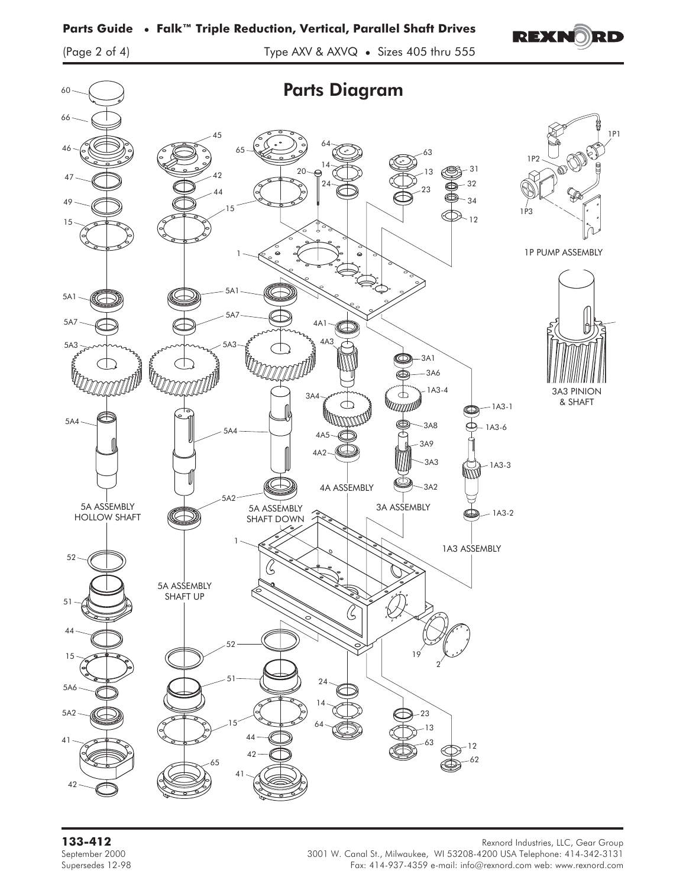# Parts Diagram

60
66
46
47
49
15
5A1
5A7
5A3
5A4

5A ASSEMBLY HOLLOW SHAFT

52
51
44
15
5A6
5A2
41
42

45
42
44
15
5A1
5A7
5A3
5A4
5A2

5A ASSEMBLY SHAFT DOWN

5A ASSEMBLY SHAFT UP

52
51
15
65
44
42
41

65
64
14
20
24
63
13
23
31
32
34
12
1

4A1
4A3
3A4
4A5
4A2

4A ASSEMBLY

3A1
3A6
1A3-4
3A8
3A9
3A3
3A2

3A ASSEMBLY

1A3-1
1A3-6
1A3-3
1A3-2

1A3 ASSEMBLY

1
19
2
24
14
64
23
13
63
12
62

1P1
1P2
1P3

1P PUMP ASSEMBLY

3A3 PINION & SHAFT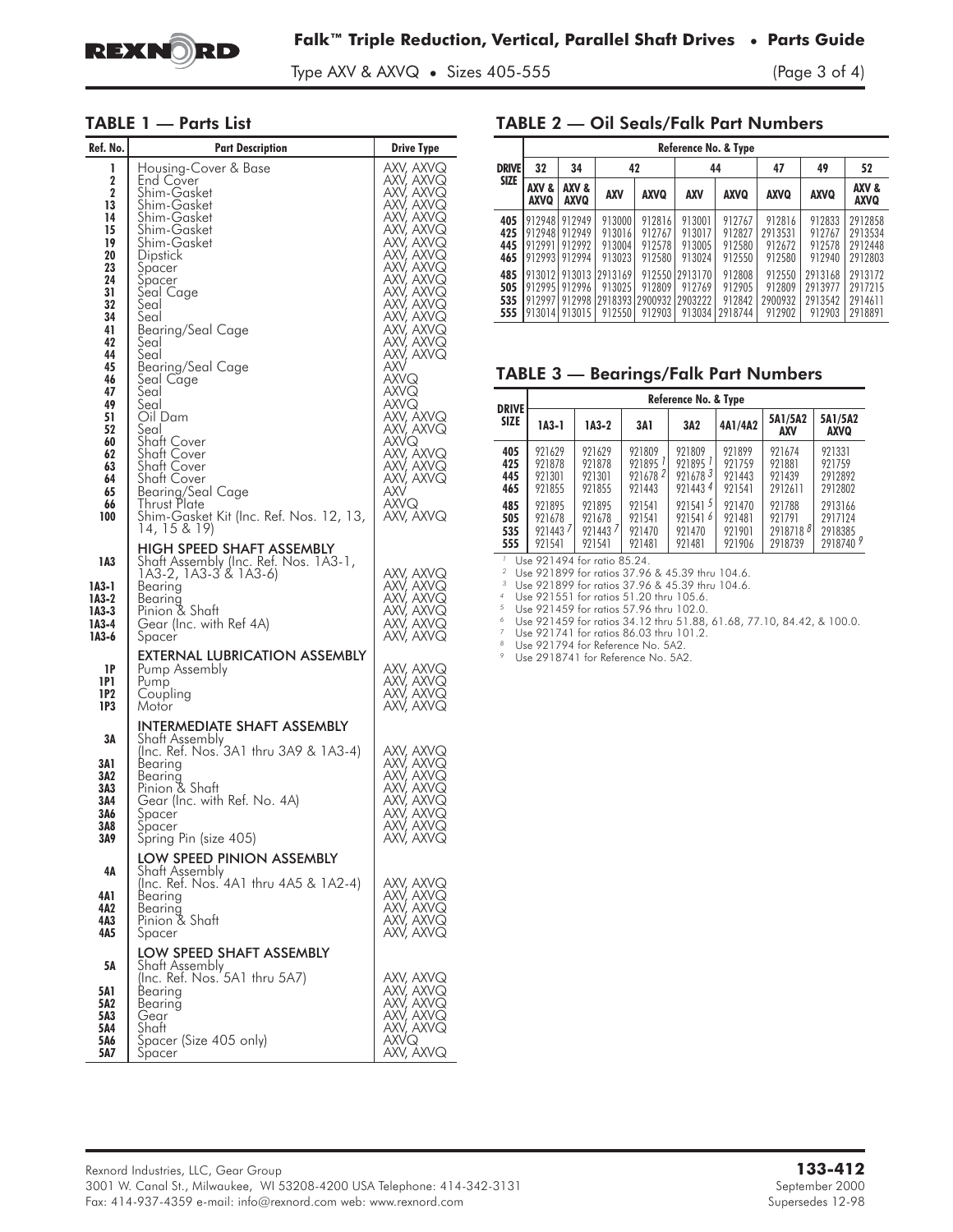## TABLE 1 — Parts List

| Ref. No. | Part Description | Drive Type |
|---|---|---|
| 1 | Housing-Cover & Base | AXV, AXVQ |
| 2 | End Cover | AXV, AXVQ |
| 2 | Shim-Gasket | AXV, AXVQ |
| 13 | Shim-Gasket | AXV, AXVQ |
| 14 | Shim-Gasket | AXV, AXVQ |
| 15 | Shim-Gasket | AXV, AXVQ |
| 19 | Shim-Gasket | AXV, AXVQ |
| 20 | Dipstick | AXV, AXVQ |
| 23 | Spacer | AXV, AXVQ |
| 24 | Spacer | AXV, AXVQ |
| 31 | Seal Cage | AXV, AXVQ |
| 32 | Seal | AXV, AXVQ |
| 34 | Seal | AXV, AXVQ |
| 41 | Bearing/Seal Cage | AXV, AXVQ |
| 42 | Seal | AXV, AXVQ |
| 44 | Seal | AXV, AXVQ |
| 45 | Bearing/Seal Cage | AXV |
| 46 | Seal Cage | AXVQ |
| 47 | Seal | AXVQ |
| 49 | Seal | AXVQ |
| 51 | Oil Dam | AXV, AXVQ |
| 52 | Seal | AXV, AXVQ |
| 60 | Shaft Cover | AXVQ |
| 62 | Shaft Cover | AXV, AXVQ |
| 63 | Shaft Cover | AXV, AXVQ |
| 64 | Shaft Cover | AXV, AXVQ |
| 65 | Bearing/Seal Cage | AXV |
| 66 | Thrust Plate | AXVQ |
| 100 | Shim-Gasket Kit (Inc. Ref. Nos. 12, 13, 14, 15 & 19) | AXV, AXVQ |
| | **HIGH SPEED SHAFT ASSEMBLY** | |
| 1A3 | Shaft Assembly (Inc. Ref. Nos. 1A3-1, 1A3-2, 1A3-3 & 1A3-6) | AXV, AXVQ |
| 1A3-1 | Bearing | AXV, AXVQ |
| 1A3-2 | Bearing | AXV, AXVQ |
| 1A3-3 | Pinion & Shaft | AXV, AXVQ |
| 1A3-4 | Gear (Inc. with Ref 4A) | AXV, AXVQ |
| 1A3-6 | Spacer | AXV, AXVQ |
| | **EXTERNAL LUBRICATION ASSEMBLY** | |
| 1P | Pump Assembly | AXV, AXVQ |
| 1P1 | Pump | AXV, AXVQ |
| 1P2 | Coupling | AXV, AXVQ |
| 1P3 | Motor | AXV, AXVQ |
| | **INTERMEDIATE SHAFT ASSEMBLY** | |
| 3A | Shaft Assembly (Inc. Ref. Nos. 3A1 thru 3A9 & 1A3-4) | AXV, AXVQ |
| 3A1 | Bearing | AXV, AXVQ |
| 3A2 | Bearing | AXV, AXVQ |
| 3A3 | Pinion & Shaft | AXV, AXVQ |
| 3A4 | Gear (Inc. with Ref. No. 4A) | AXV, AXVQ |
| 3A6 | Spacer | AXV, AXVQ |
| 3A8 | Spacer | AXV, AXVQ |
| 3A9 | Spring Pin (size 405) | AXV, AXVQ |
| | **LOW SPEED PINION ASSEMBLY** | |
| 4A | Shaft Assembly (Inc. Ref. Nos. 4A1 thru 4A5 & 1A2-4) | AXV, AXVQ |
| 4A1 | Bearing | AXV, AXVQ |
| 4A2 | Bearing | AXV, AXVQ |
| 4A3 | Pinion & Shaft | AXV, AXVQ |
| 4A5 | Spacer | AXV, AXVQ |
| | **LOW SPEED SHAFT ASSEMBLY** | |
| 5A | Shaft Assembly (Inc. Ref. Nos. 5A1 thru 5A7) | AXV, AXVQ |
| 5A1 | Bearing | AXV, AXVQ |
| 5A2 | Bearing | AXV, AXVQ |
| 5A3 | Gear | AXV, AXVQ |
| 5A4 | Shaft | AXV, AXVQ |
| 5A6 | Spacer (Size 405 only) | AXVQ |
| 5A7 | Spacer | AXV, AXVQ |

## TABLE 2 — Oil Seals/Falk Part Numbers

| DRIVE SIZE | Reference No. & Type | | | | | | | | |
|---|---|---|---|---|---|---|---|---|---|
| | 32 | 34 | 42 | | 44 | | 47 | 49 | 52 |
| | AXV & AXVQ | AXV & AXVQ | AXV | AXVQ | AXV | AXVQ | AXVQ | AXVQ | AXV & AXVQ |
| 405 | 912948 | 912949 | 913000 | 912816 | 913001 | 912767 | 912816 | 912833 | 2912858 |
| 425 | 912948 | 912949 | 913016 | 912767 | 913017 | 912827 | 2913531 | 912767 | 2913534 |
| 445 | 912991 | 912992 | 913004 | 912578 | 913005 | 912580 | 912672 | 912578 | 2912448 |
| 465 | 912993 | 912994 | 913023 | 912580 | 913024 | 912550 | 912580 | 912940 | 2912803 |
| 485 | 913012 | 913013 | 2913169 | 912550 | 2913170 | 912808 | 912550 | 2913168 | 2913172 |
| 505 | 912995 | 912996 | 913025 | 912809 | 912769 | 912905 | 912809 | 2913977 | 2917215 |
| 535 | 912997 | 912998 | 2918393 | 2900932 | 2903222 | 912842 | 2900932 | 2913542 | 2914611 |
| 555 | 913014 | 913015 | 912550 | 912903 | 913034 | 2918744 | 912902 | 912903 | 2918891 |

## TABLE 3 — Bearings/Falk Part Numbers

| DRIVE SIZE | Reference No. & Type | | | | | | |
|---|---|---|---|---|---|---|---|
| | 1A3-1 | 1A3-2 | 3A1 | 3A2 | 4A1/4A2 | 5A1/5A2 AXV | 5A1/5A2 AXVQ |
| 405 | 921629 | 921629 | 921809 | 921809 | 921899 | 921674 | 921331 |
| 425 | 921878 | 921878 | 921895 [1] | 921895 [1] | 921759 | 921881 | 921759 |
| 445 | 921301 | 921301 | 921678 [2] | 921678 [3] | 921443 | 921439 | 2912892 |
| 465 | 921855 | 921855 | 921443 | 921443 [4] | 921541 | 2912611 | 2912802 |
| 485 | 921895 | 921895 | 921541 | 921541 [5] | 921470 | 921788 | 2913166 |
| 505 | 921678 | 921678 | 921541 | 921541 [6] | 921481 | 921791 | 2917124 |
| 535 | 921443 [7] | 921443 [7] | 921470 | 921470 | 921901 | 2918718 [8] | 2918385 |
| 555 | 921541 | 921541 | 921481 | 921481 | 921906 | 2918739 | 2918740 [9] |

[1] Use 921494 for ratio 85.24.
[2] Use 921899 for ratios 37.96 & 45.39 thru 104.6.
[3] Use 921899 for ratios 37.96 & 45.39 thru 104.6.
[4] Use 921551 for ratios 51.20 thru 105.6.
[5] Use 921459 for ratios 57.96 thru 102.0.
[6] Use 921459 for ratios 34.12 thru 51.88, 61.68, 77.10, 84.42, & 100.0.
[7] Use 921741 for ratios 86.03 thru 101.2.
[8] Use 921794 for Reference No. 5A2.
[9] Use 2918741 for Reference No. 5A2.

Rexnord Industries, LLC, Gear Group
3001 W. Canal St., Milwaukee, WI 53208-4200 USA Telephone: 414-342-3131
Fax: 414-937-4359 e-mail: info@rexnord.com web: www.rexnord.com

**133-412**
September 2000
Supersedes 12-98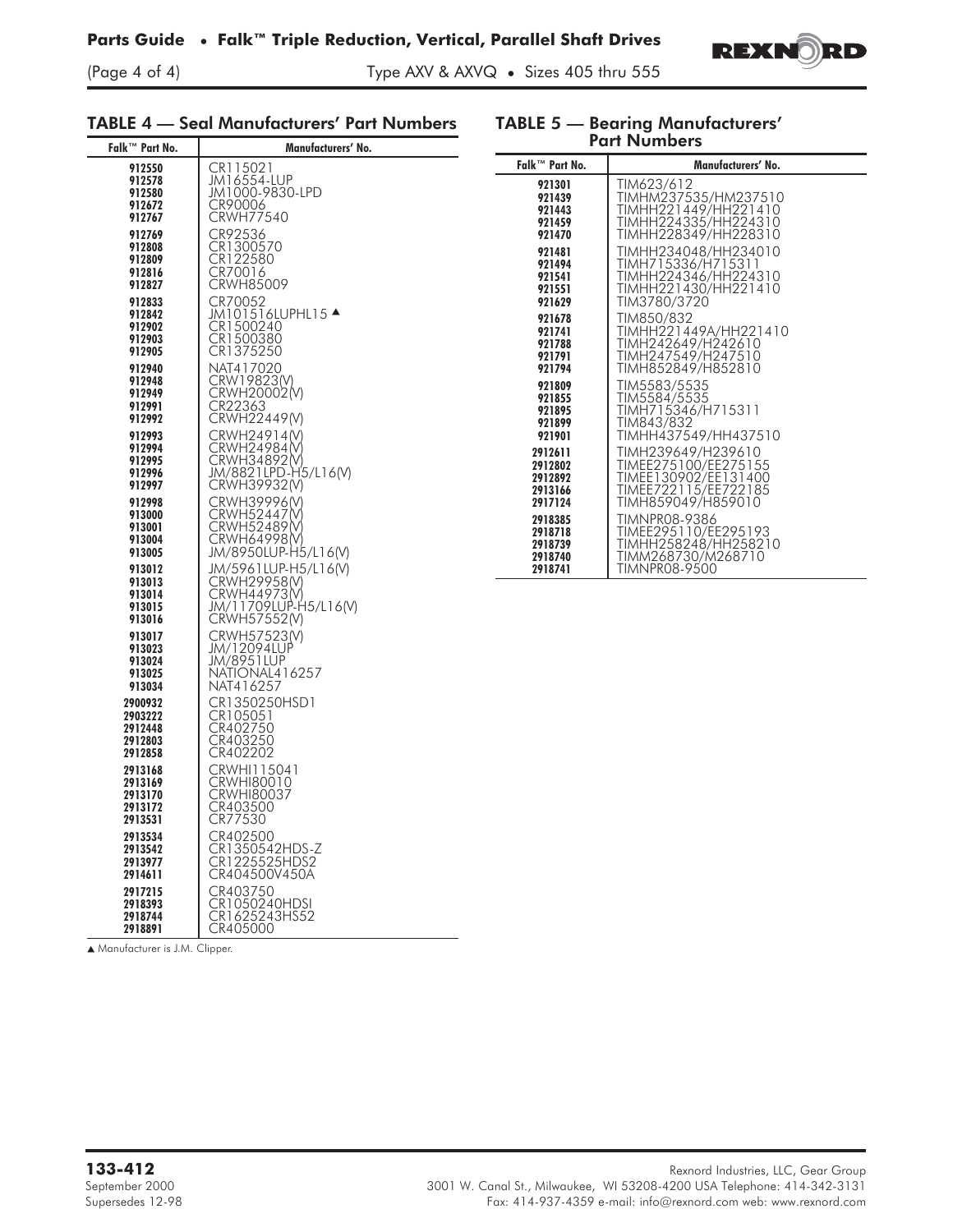## TABLE 4 — Seal Manufacturers' Part Numbers

| Falk™ Part No. | Manufacturers' No. |
|---|---|
| 912550 | CR115021 |
| 912578 | JM16554-LUP |
| 912580 | JM1000-9830-LPD |
| 912672 | CR90006 |
| 912767 | CRWH77540 |
| 912769 | CR92536 |
| 912808 | CR1300570 |
| 912809 | CR122580 |
| 912816 | CR70016 |
| 912827 | CRWH85009 |
| 912833 | CR70052 |
| 912842 | JM101516LUPHL15 ▲ |
| 912902 | CR1500240 |
| 912903 | CR1500380 |
| 912905 | CR1375250 |
| 912940 | NAT417020 |
| 912948 | CRW19823(V) |
| 912949 | CRWH20002(V) |
| 912991 | CR22363 |
| 912992 | CRWH22449(V) |
| 912993 | CRWH24914(V) |
| 912994 | CRWH24984(V) |
| 912995 | CRWH34892(V) |
| 912996 | JM/8821LPD-H5/L16(V) |
| 912997 | CRWH39932(V) |
| 912998 | CRWH39996(V) |
| 913000 | CRWH52447(V) |
| 913001 | CRWH52489(V) |
| 913004 | CRWH64998(V) |
| 913005 | JM/8950LUP-H5/L16(V) |
| 913012 | JM/5961LUP-H5/L16(V) |
| 913013 | CRWH29958(V) |
| 913014 | CRWH44973(V) |
| 913015 | JM/11709LUP-H5/L16(V) |
| 913016 | CRWH57552(V) |
| 913017 | CRWH57523(V) |
| 913023 | JM/12094LUP |
| 913024 | JM/8951LUP |
| 913025 | NATIONAL416257 |
| 913034 | NAT416257 |
| 2900932 | CR1350250HSD1 |
| 2903222 | CR105051 |
| 2912448 | CR402750 |
| 2912803 | CR403250 |
| 2912858 | CR402202 |
| 2913168 | CRWHI115041 |
| 2913169 | CRWHI80010 |
| 2913170 | CRWHI80037 |
| 2913172 | CR403500 |
| 2913531 | CR77530 |
| 2913534 | CR402500 |
| 2913542 | CR1350542HDS-Z |
| 2913977 | CR1225525HDS2 |
| 2914611 | CR404500V450A |
| 2917215 | CR403750 |
| 2918393 | CR1050240HDSI |
| 2918744 | CR1625243HS52 |
| 2918891 | CR405000 |

▲ Manufacturer is J.M. Clipper.

## TABLE 5 — Bearing Manufacturers' Part Numbers

| Falk™ Part No. | Manufacturers' No. |
|---|---|
| 921301 | TIM623/612 |
| 921439 | TIMHM237535/HM237510 |
| 921443 | TIMHH221449/HH221410 |
| 921459 | TIMHH224335/HH224310 |
| 921470 | TIMHH228349/HH228310 |
| 921481 | TIMHH234048/HH234010 |
| 921494 | TIMH715336/H715311 |
| 921541 | TIMHH224346/HH224310 |
| 921551 | TIMHH221430/HH221410 |
| 921629 | TIM3780/3720 |
| 921678 | TIM850/832 |
| 921741 | TIMHH221449A/HH221410 |
| 921788 | TIMH242649/H242610 |
| 921791 | TIMH247549/H247510 |
| 921794 | TIMH852849/H852810 |
| 921809 | TIM5583/5535 |
| 921855 | TIM5584/5535 |
| 921895 | TIMH715346/H715311 |
| 921899 | TIM843/832 |
| 921901 | TIMHH437549/HH437510 |
| 2912611 | TIMH239649/H239610 |
| 2912802 | TIMEE275100/EE275155 |
| 2912892 | TIMEE130902/EE131400 |
| 2913166 | TIMEE722115/EE722185 |
| 2917124 | TIMH859049/H859010 |
| 2918385 | TIMNPR08-9386 |
| 2918718 | TIMEE295110/EE295193 |
| 2918739 | TIMHH258248/HH258210 |
| 2918740 | TIMM268730/M268710 |
| 2918741 | TIMNPR08-9500 |

**133-412**
September 2000
Supersedes 12-98

Rexnord Industries, LLC, Gear Group
3001 W. Canal St., Milwaukee, WI 53208-4200 USA Telephone: 414-342-3131
Fax: 414-937-4359 e-mail: info@rexnord.com web: www.rexnord.com